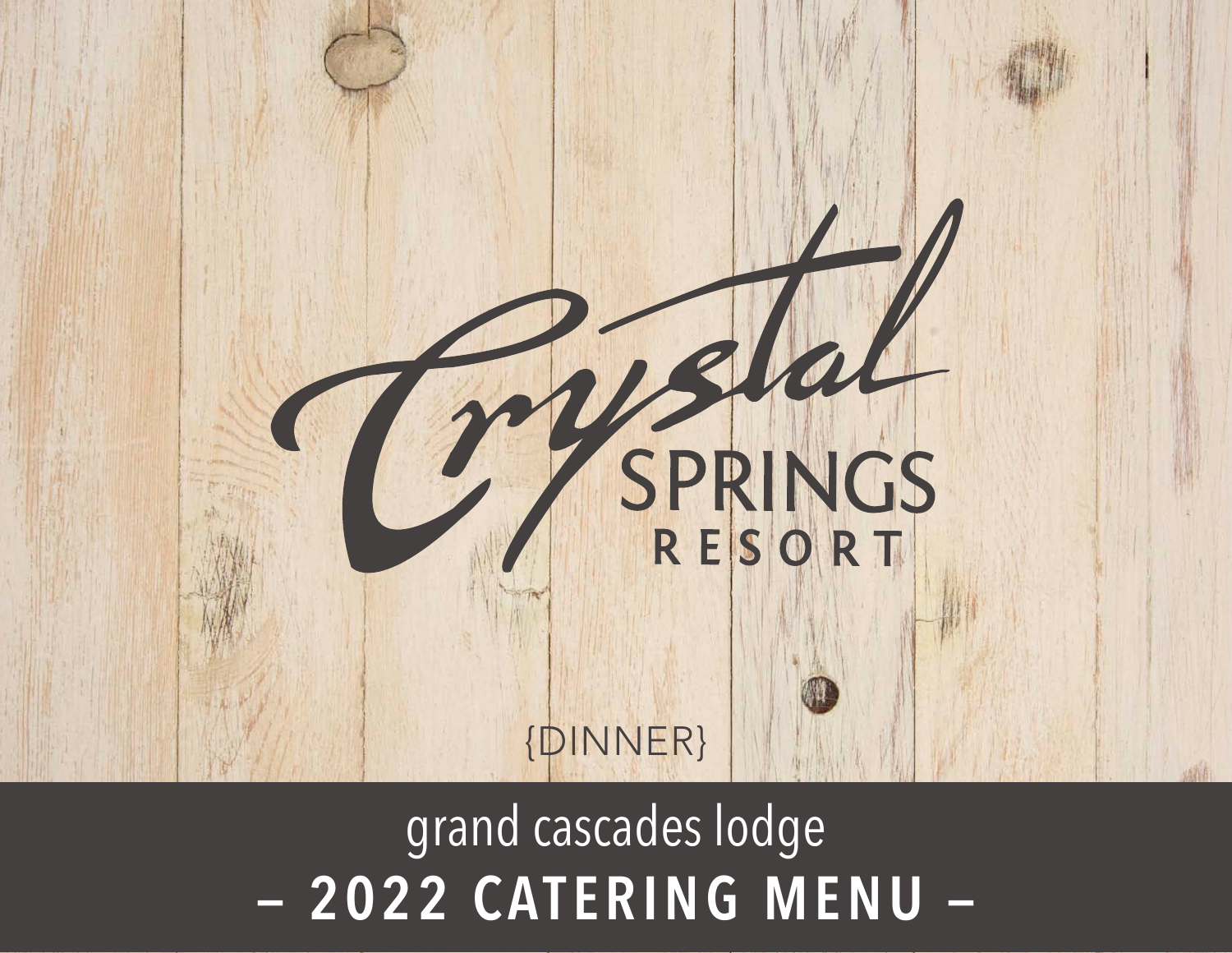# Crystal SPRINGS RESORT

{DINNER}

grand cascades lodge

## – 2022 CATERING MENU –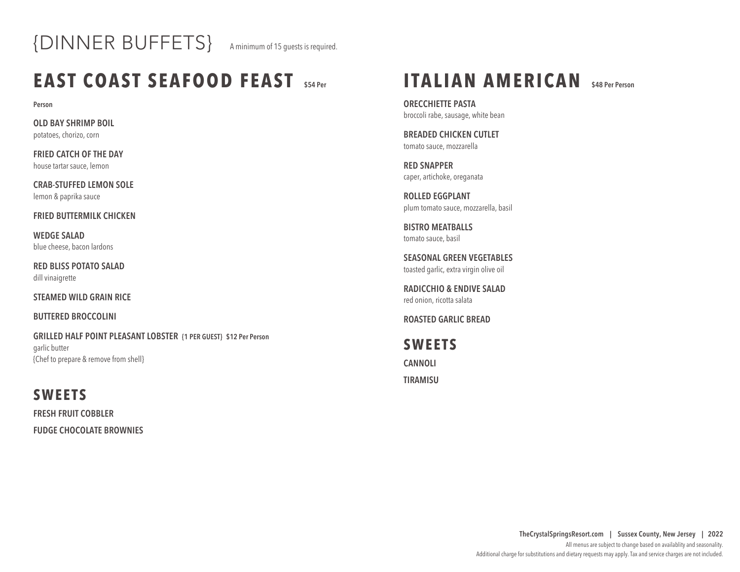# {DINNER BUFFETS}

A minimum of 15 guests is required.

## EAST COAST SEAFOOD FEAST $54 Per Person

**OLD BAY SHRIMP BOIL**
potatoes, chorizo, corn

**FRIED CATCH OF THE DAY**
house tartar sauce, lemon

**CRAB-STUFFED LEMON SOLE**
lemon & paprika sauce

**FRIED BUTTERMILK CHICKEN**

**WEDGE SALAD**
blue cheese, bacon lardons

**RED BLISS POTATO SALAD**
dill vinaigrette

**STEAMED WILD GRAIN RICE**

**BUTTERED BROCCOLINI**

**GRILLED HALF POINT PLEASANT LOBSTER {1 PER GUEST} $12 Per Person**
garlic butter
{Chef to prepare & remove from shell}

### SWEETS

**FRESH FRUIT COBBLER**

**FUDGE CHOCOLATE BROWNIES**

## ITALIAN AMERICAN $48 Per Person

**ORECCHIETTE PASTA**
broccoli rabe, sausage, white bean

**BREADED CHICKEN CUTLET**
tomato sauce, mozzarella

**RED SNAPPER**
caper, artichoke, oreganata

**ROLLED EGGPLANT**
plum tomato sauce, mozzarella, basil

**BISTRO MEATBALLS**
tomato sauce, basil

**SEASONAL GREEN VEGETABLES**
toasted garlic, extra virgin olive oil

**RADICCHIO & ENDIVE SALAD**
red onion, ricotta salata

**ROASTED GARLIC BREAD**

### SWEETS

**CANNOLI**

**TIRAMISU**

**TheCrystalSpringsResort.com | Sussex County, New Jersey | 2022**

All menus are subject to change based on availablity and seasonality.
Additional charge for substitutions and dietary requests may apply. Tax and service charges are not included.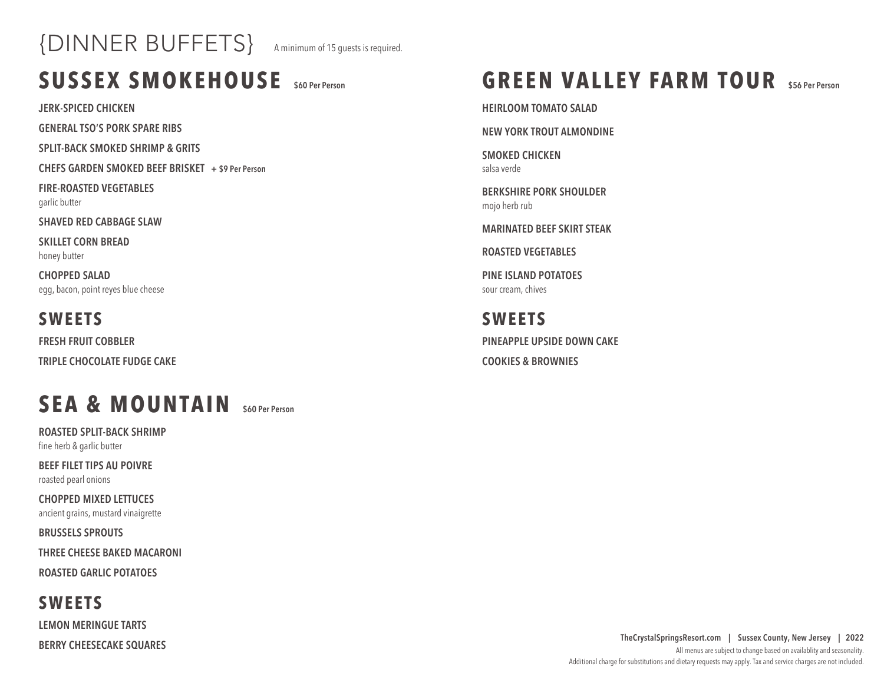# {DINNER BUFFETS}

A minimum of 15 guests is required.

## SUSSEX SMOKEHOUSE $60 Per Person

**JERK-SPICED CHICKEN**

**GENERAL TSO'S PORK SPARE RIBS**

**SPLIT-BACK SMOKED SHRIMP & GRITS**

**CHEFS GARDEN SMOKED BEEF BRISKET** + $9 Per Person

**FIRE-ROASTED VEGETABLES**
garlic butter

**SHAVED RED CABBAGE SLAW**

**SKILLET CORN BREAD**
honey butter

**CHOPPED SALAD**
egg, bacon, point reyes blue cheese

### SWEETS

**FRESH FRUIT COBBLER**

**TRIPLE CHOCOLATE FUDGE CAKE**

## SEA & MOUNTAIN $60 Per Person

**ROASTED SPLIT-BACK SHRIMP**
fine herb & garlic butter

**BEEF FILET TIPS AU POIVRE**
roasted pearl onions

**CHOPPED MIXED LETTUCES**
ancient grains, mustard vinaigrette

**BRUSSELS SPROUTS**

**THREE CHEESE BAKED MACARONI**

**ROASTED GARLIC POTATOES**

### SWEETS

**LEMON MERINGUE TARTS**

**BERRY CHEESECAKE SQUARES**

## GREEN VALLEY FARM TOUR $56 Per Person

**HEIRLOOM TOMATO SALAD**

**NEW YORK TROUT ALMONDINE**

**SMOKED CHICKEN**
salsa verde

**BERKSHIRE PORK SHOULDER**
mojo herb rub

**MARINATED BEEF SKIRT STEAK**

**ROASTED VEGETABLES**

**PINE ISLAND POTATOES**
sour cream, chives

### SWEETS

**PINEAPPLE UPSIDE DOWN CAKE**

**COOKIES & BROWNIES**

All menus are subject to change based on availablity and seasonality.
Additional charge for substitutions and dietary requests may apply. Tax and service charges are not included.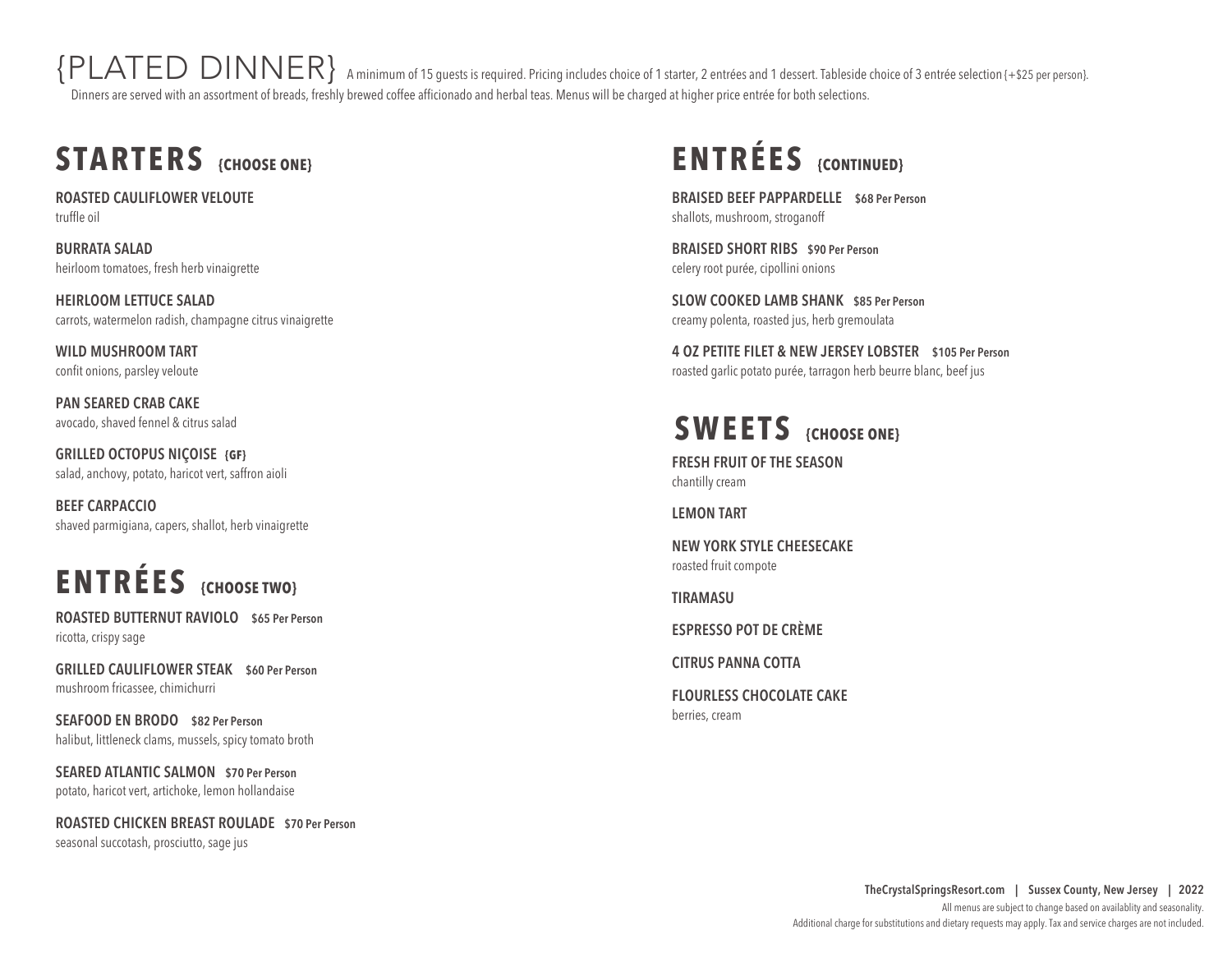# {PLATED DINNER}

A minimum of 15 guests is required. Pricing includes choice of 1 starter, 2 entrées and 1 dessert. Tableside choice of 3 entrée selection {+$25 per person}.

Dinners are served with an assortment of breads, freshly brewed coffee afficionado and herbal teas. Menus will be charged at higher price entrée for both selections.

## STARTERS {CHOOSE ONE}

**ROASTED CAULIFLOWER VELOUTE**
truffle oil

**BURRATA SALAD**
heirloom tomatoes, fresh herb vinaigrette

**HEIRLOOM LETTUCE SALAD**
carrots, watermelon radish, champagne citrus vinaigrette

**WILD MUSHROOM TART**
confit onions, parsley veloute

**PAN SEARED CRAB CAKE**
avocado, shaved fennel & citrus salad

**GRILLED OCTOPUS NIÇOISE {GF}**
salad, anchovy, potato, haricot vert, saffron aioli

**BEEF CARPACCIO**
shaved parmigiana, capers, shallot, herb vinaigrette

## ENTRÉES {CHOOSE TWO}

**ROASTED BUTTERNUT RAVIOLO** **$65 Per Person**
ricotta, crispy sage

**GRILLED CAULIFLOWER STEAK** **$60 Per Person**
mushroom fricassee, chimichurri

**SEAFOOD EN BRODO** **$82 Per Person**
halibut, littleneck clams, mussels, spicy tomato broth

**SEARED ATLANTIC SALMON** **$70 Per Person**
potato, haricot vert, artichoke, lemon hollandaise

**ROASTED CHICKEN BREAST ROULADE** **$70 Per Person**
seasonal succotash, prosciutto, sage jus

## ENTRÉES {CONTINUED}

**BRAISED BEEF PAPPARDELLE** **$68 Per Person**
shallots, mushroom, stroganoff

**BRAISED SHORT RIBS** **$90 Per Person**
celery root purée, cipollini onions

**SLOW COOKED LAMB SHANK** **$85 Per Person**
creamy polenta, roasted jus, herb gremoulata

**4 OZ PETITE FILET & NEW JERSEY LOBSTER** **$105 Per Person**
roasted garlic potato purée, tarragon herb beurre blanc, beef jus

## SWEETS {CHOOSE ONE}

**FRESH FRUIT OF THE SEASON**
chantilly cream

**LEMON TART**

**NEW YORK STYLE CHEESECAKE**
roasted fruit compote

**TIRAMASU**

**ESPRESSO POT DE CRÈME**

**CITRUS PANNA COTTA**

**FLOURLESS CHOCOLATE CAKE**
berries, cream

**TheCrystalSpringsResort.com | Sussex County, New Jersey | 2022**

All menus are subject to change based on availablity and seasonality.
Additional charge for substitutions and dietary requests may apply. Tax and service charges are not included.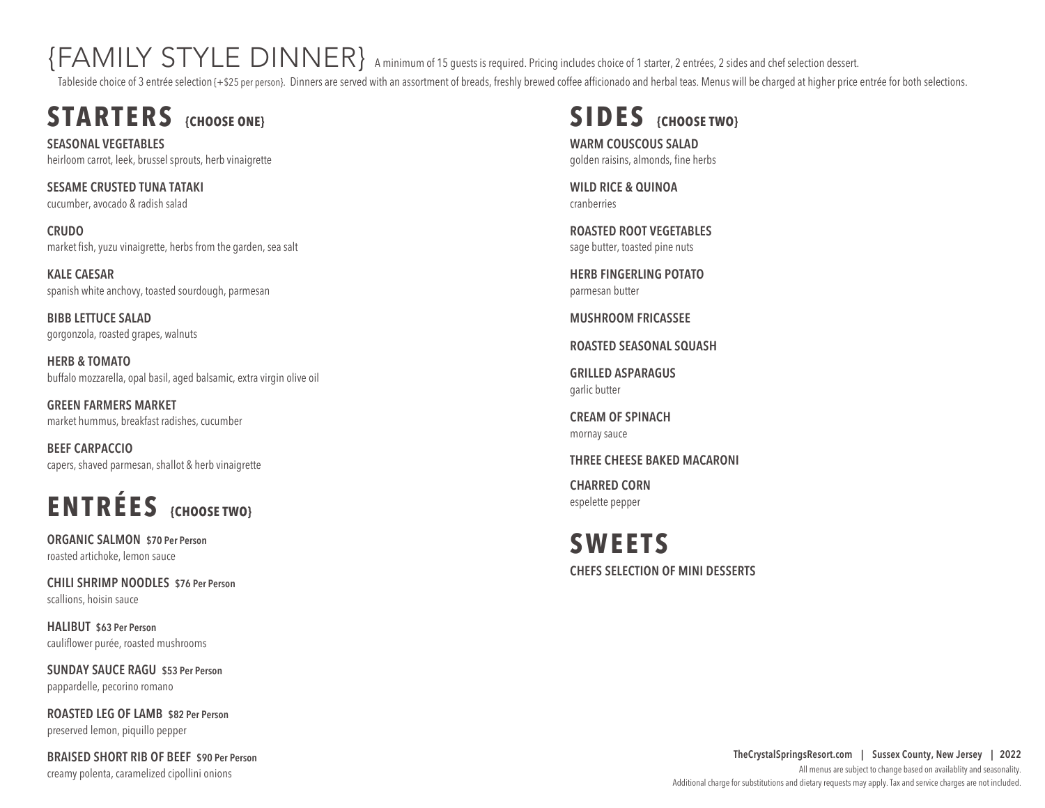# {FAMILY STYLE DINNER}

A minimum of 15 guests is required. Pricing includes choice of 1 starter, 2 entrées, 2 sides and chef selection dessert.

Tableside choice of 3 entrée selection {+$25 per person}. Dinners are served with an assortment of breads, freshly brewed coffee afficionado and herbal teas. Menus will be charged at higher price entrée for both selections.

## STARTERS {CHOOSE ONE}

**SEASONAL VEGETABLES**
heirloom carrot, leek, brussel sprouts, herb vinaigrette

**SESAME CRUSTED TUNA TATAKI**
cucumber, avocado & radish salad

**CRUDO**
market fish, yuzu vinaigrette, herbs from the garden, sea salt

**KALE CAESAR**
spanish white anchovy, toasted sourdough, parmesan

**BIBB LETTUCE SALAD**
gorgonzola, roasted grapes, walnuts

**HERB & TOMATO**
buffalo mozzarella, opal basil, aged balsamic, extra virgin olive oil

**GREEN FARMERS MARKET**
market hummus, breakfast radishes, cucumber

**BEEF CARPACCIO**
capers, shaved parmesan, shallot & herb vinaigrette

## ENTRÉES {CHOOSE TWO}

**ORGANIC SALMON** **$70 Per Person**
roasted artichoke, lemon sauce

**CHILI SHRIMP NOODLES** **$76 Per Person**
scallions, hoisin sauce

**HALIBUT** **$63 Per Person**
cauliflower purée, roasted mushrooms

**SUNDAY SAUCE RAGU** **$53 Per Person**
pappardelle, pecorino romano

**ROASTED LEG OF LAMB** **$82 Per Person**
preserved lemon, piquillo pepper

**BRAISED SHORT RIB OF BEEF** **$90 Per Person**
creamy polenta, caramelized cipollini onions

## SIDES {CHOOSE TWO}

**WARM COUSCOUS SALAD**
golden raisins, almonds, fine herbs

**WILD RICE & QUINOA**
cranberries

**ROASTED ROOT VEGETABLES**
sage butter, toasted pine nuts

**HERB FINGERLING POTATO**
parmesan butter

**MUSHROOM FRICASSEE**

**ROASTED SEASONAL SQUASH**

**GRILLED ASPARAGUS**
garlic butter

**CREAM OF SPINACH**
mornay sauce

**THREE CHEESE BAKED MACARONI**

**CHARRED CORN**
espelette pepper

## SWEETS

**CHEFS SELECTION OF MINI DESSERTS**

**TheCrystalSpringsResort.com | Sussex County, New Jersey | 2022**

All menus are subject to change based on availablity and seasonality.
Additional charge for substitutions and dietary requests may apply. Tax and service charges are not included.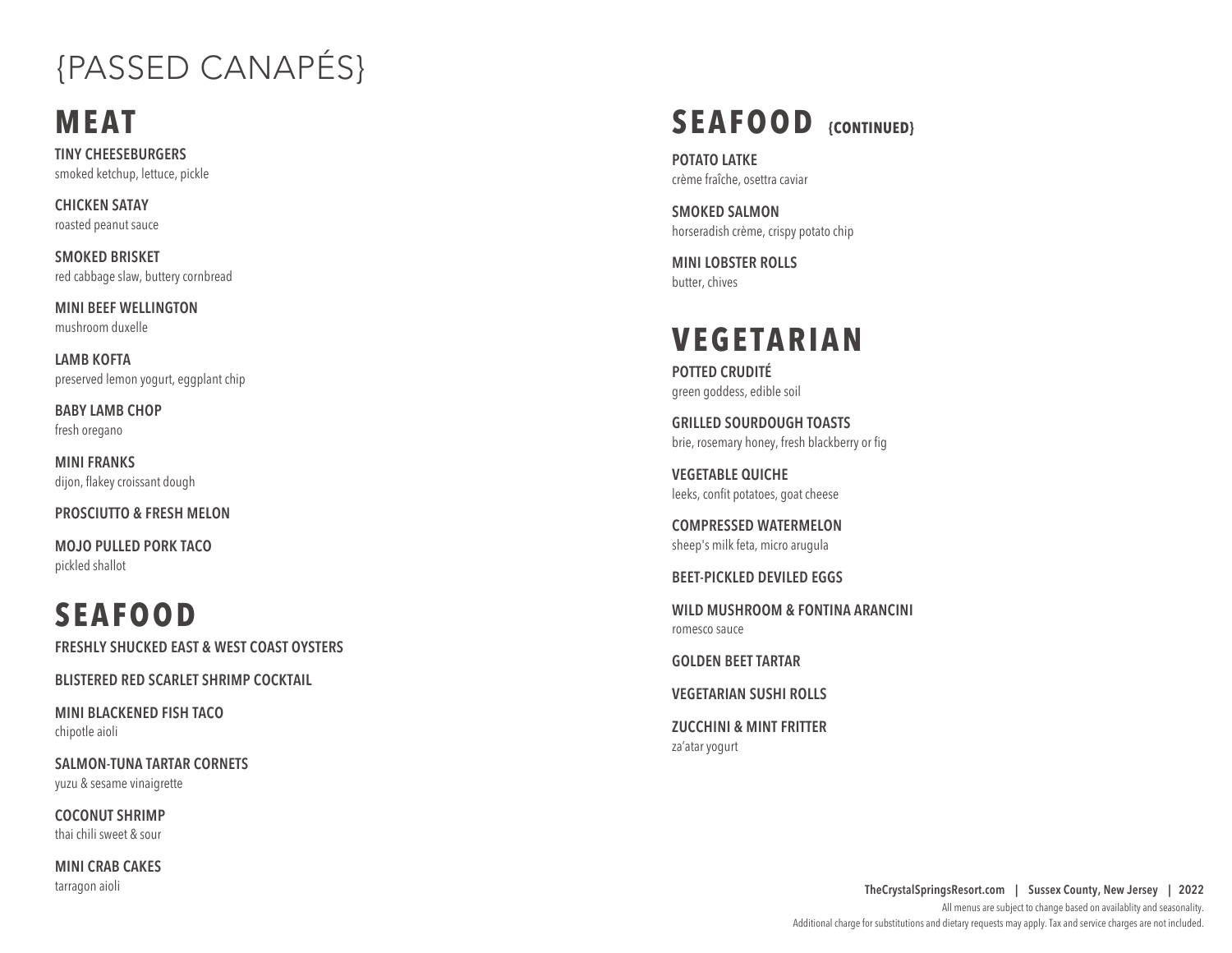# {PASSED CANAPÉS}

## MEAT

**TINY CHEESEBURGERS**
smoked ketchup, lettuce, pickle

**CHICKEN SATAY**
roasted peanut sauce

**SMOKED BRISKET**
red cabbage slaw, buttery cornbread

**MINI BEEF WELLINGTON**
mushroom duxelle

**LAMB KOFTA**
preserved lemon yogurt, eggplant chip

**BABY LAMB CHOP**
fresh oregano

**MINI FRANKS**
dijon, flakey croissant dough

**PROSCIUTTO & FRESH MELON**

**MOJO PULLED PORK TACO**
pickled shallot

## SEAFOOD

**FRESHLY SHUCKED EAST & WEST COAST OYSTERS**

**BLISTERED RED SCARLET SHRIMP COCKTAIL**

**MINI BLACKENED FISH TACO**
chipotle aioli

**SALMON-TUNA TARTAR CORNETS**
yuzu & sesame vinaigrette

**COCONUT SHRIMP**
thai chili sweet & sour

**MINI CRAB CAKES**
tarragon aioli

## SEAFOOD {CONTINUED}

**POTATO LATKE**
crème fraîche, osettra caviar

**SMOKED SALMON**
horseradish crème, crispy potato chip

**MINI LOBSTER ROLLS**
butter, chives

## VEGETARIAN

**POTTED CRUDITÉ**
green goddess, edible soil

**GRILLED SOURDOUGH TOASTS**
brie, rosemary honey, fresh blackberry or fig

**VEGETABLE QUICHE**
leeks, confit potatoes, goat cheese

**COMPRESSED WATERMELON**
sheep's milk feta, micro arugula

**BEET-PICKLED DEVILED EGGS**

**WILD MUSHROOM & FONTINA ARANCINI**
romesco sauce

**GOLDEN BEET TARTAR**

**VEGETARIAN SUSHI ROLLS**

**ZUCCHINI & MINT FRITTER**
za'atar yogurt

**TheCrystalSpringsResort.com | Sussex County, New Jersey | 2022**

All menus are subject to change based on availablity and seasonality.
Additional charge for substitutions and dietary requests may apply. Tax and service charges are not included.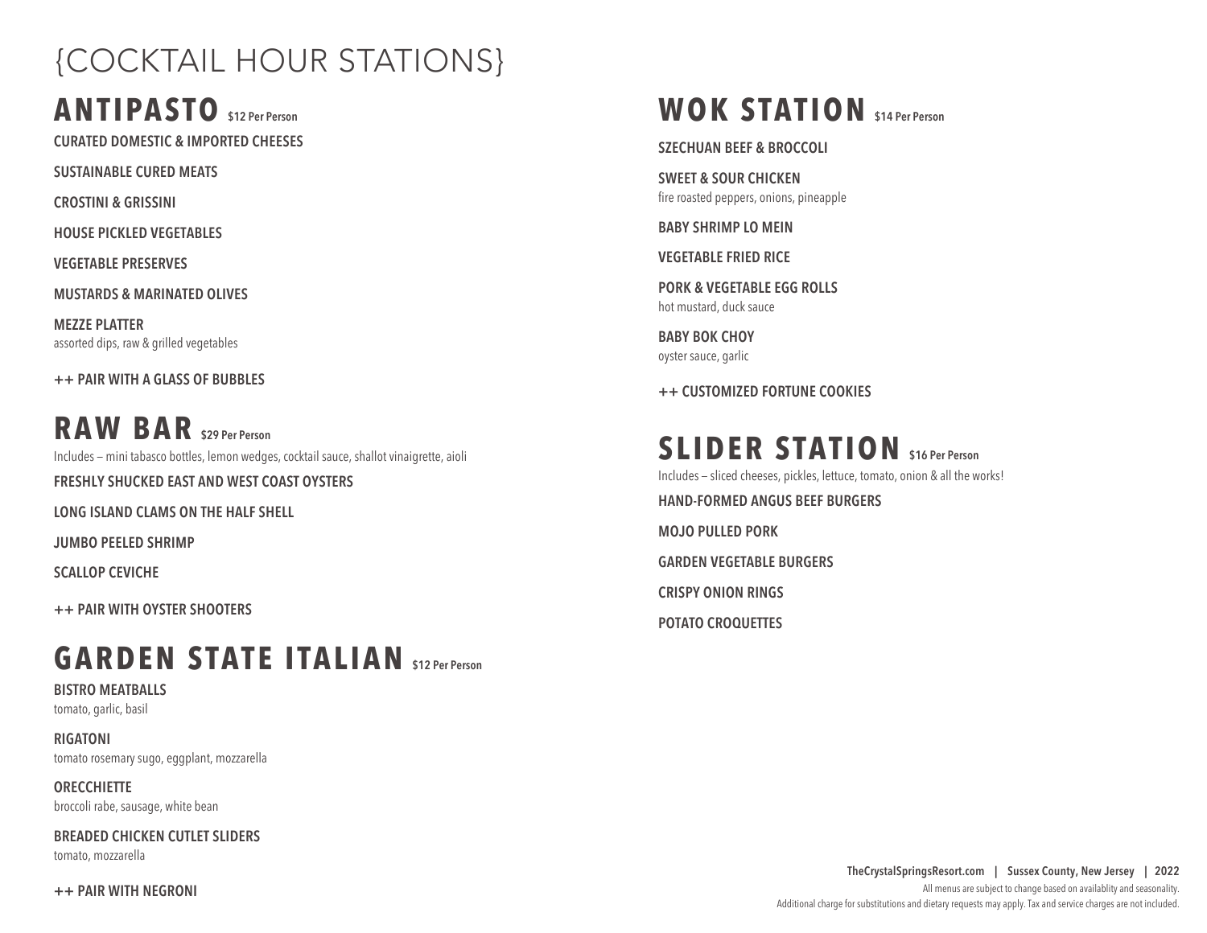# {COCKTAIL HOUR STATIONS}

## ANTIPASTO $12 Per Person

**CURATED DOMESTIC & IMPORTED CHEESES**

**SUSTAINABLE CURED MEATS**

**CROSTINI & GRISSINI**

**HOUSE PICKLED VEGETABLES**

**VEGETABLE PRESERVES**

**MUSTARDS & MARINATED OLIVES**

**MEZZE PLATTER**
assorted dips, raw & grilled vegetables

**++ PAIR WITH A GLASS OF BUBBLES**

## RAW BAR $29 Per Person

Includes – mini tabasco bottles, lemon wedges, cocktail sauce, shallot vinaigrette, aioli

**FRESHLY SHUCKED EAST AND WEST COAST OYSTERS**

**LONG ISLAND CLAMS ON THE HALF SHELL**

**JUMBO PEELED SHRIMP**

**SCALLOP CEVICHE**

**++ PAIR WITH OYSTER SHOOTERS**

## GARDEN STATE ITALIAN $12 Per Person

**BISTRO MEATBALLS**
tomato, garlic, basil

**RIGATONI**
tomato rosemary sugo, eggplant, mozzarella

**ORECCHIETTE**
broccoli rabe, sausage, white bean

**BREADED CHICKEN CUTLET SLIDERS**
tomato, mozzarella

**++ PAIR WITH NEGRONI**

## WOK STATION $14 Per Person

**SZECHUAN BEEF & BROCCOLI**

**SWEET & SOUR CHICKEN**
fire roasted peppers, onions, pineapple

**BABY SHRIMP LO MEIN**

**VEGETABLE FRIED RICE**

**PORK & VEGETABLE EGG ROLLS**
hot mustard, duck sauce

**BABY BOK CHOY**
oyster sauce, garlic

**++ CUSTOMIZED FORTUNE COOKIES**

## SLIDER STATION $16 Per Person

Includes – sliced cheeses, pickles, lettuce, tomato, onion & all the works!

**HAND-FORMED ANGUS BEEF BURGERS**

**MOJO PULLED PORK**

**GARDEN VEGETABLE BURGERS**

**CRISPY ONION RINGS**

**POTATO CROQUETTES**

All menus are subject to change based on availablity and seasonality.
Additional charge for substitutions and dietary requests may apply. Tax and service charges are not included.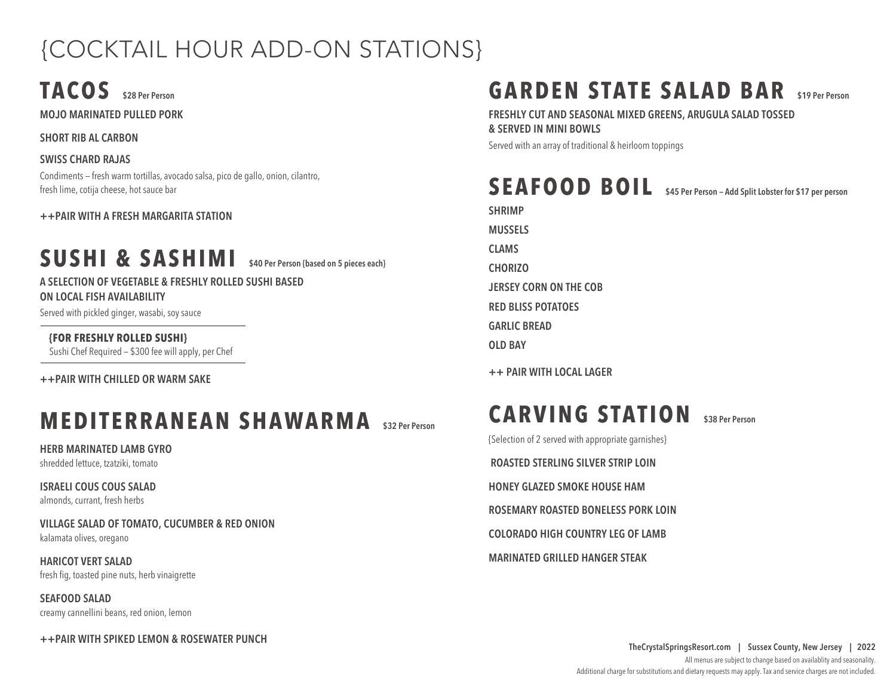# {COCKTAIL HOUR ADD-ON STATIONS}

## TACOS $28 Per Person

**MOJO MARINATED PULLED PORK**

**SHORT RIB AL CARBON**

**SWISS CHARD RAJAS**

Condiments – fresh warm tortillas, avocado salsa, pico de gallo, onion, cilantro, fresh lime, cotija cheese, hot sauce bar

**++PAIR WITH A FRESH MARGARITA STATION**

## SUSHI & SASHIMI $40 Per Person {based on 5 pieces each}

**A SELECTION OF VEGETABLE & FRESHLY ROLLED SUSHI BASED ON LOCAL FISH AVAILABILITY**

Served with pickled ginger, wasabi, soy sauce

**{FOR FRESHLY ROLLED SUSHI}**
Sushi Chef Required – $300 fee will apply, per Chef

**++PAIR WITH CHILLED OR WARM SAKE**

## MEDITERRANEAN SHAWARMA $32 Per Person

**HERB MARINATED LAMB GYRO**
shredded lettuce, tzatziki, tomato

**ISRAELI COUS COUS SALAD**
almonds, currant, fresh herbs

**VILLAGE SALAD OF TOMATO, CUCUMBER & RED ONION**
kalamata olives, oregano

**HARICOT VERT SALAD**
fresh fig, toasted pine nuts, herb vinaigrette

**SEAFOOD SALAD**
creamy cannellini beans, red onion, lemon

**++PAIR WITH SPIKED LEMON & ROSEWATER PUNCH**

## GARDEN STATE SALAD BAR $19 Per Person

**FRESHLY CUT AND SEASONAL MIXED GREENS, ARUGULA SALAD TOSSED & SERVED IN MINI BOWLS**

Served with an array of traditional & heirloom toppings

## SEAFOOD BOIL $45 Per Person – Add Split Lobster for $17 per person

**SHRIMP**

**MUSSELS**

**CLAMS**

**CHORIZO**

**JERSEY CORN ON THE COB**

**RED BLISS POTATOES**

**GARLIC BREAD**

**OLD BAY**

**++ PAIR WITH LOCAL LAGER**

## CARVING STATION $38 Per Person

{Selection of 2 served with appropriate garnishes}

**ROASTED STERLING SILVER STRIP LOIN**

**HONEY GLAZED SMOKE HOUSE HAM**

**ROSEMARY ROASTED BONELESS PORK LOIN**

**COLORADO HIGH COUNTRY LEG OF LAMB**

**MARINATED GRILLED HANGER STEAK**

**TheCrystalSpringsResort.com | Sussex County, New Jersey | 2022**

All menus are subject to change based on availablity and seasonality.
Additional charge for substitutions and dietary requests may apply. Tax and service charges are not included.